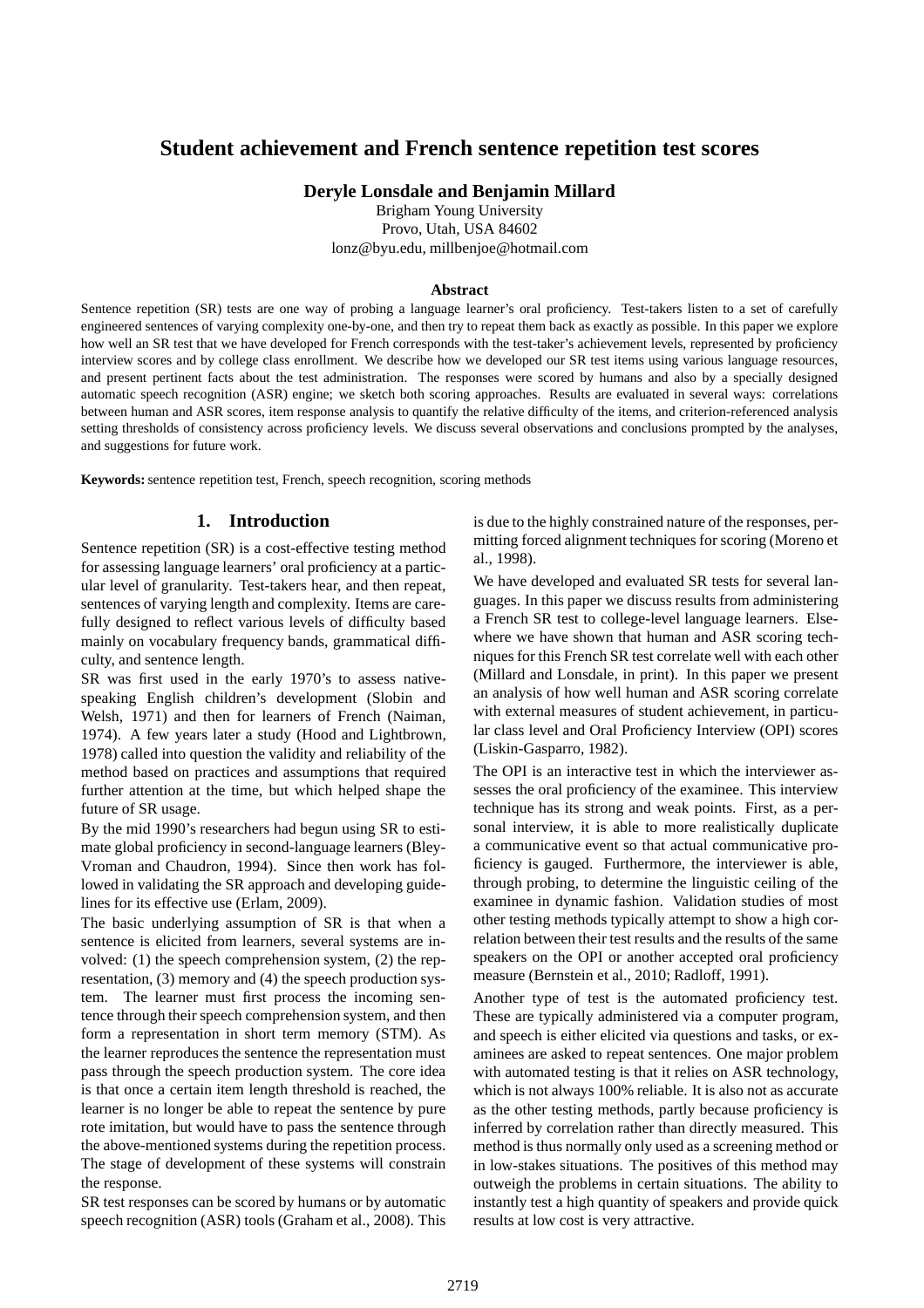# Student achievement and French sentence repetition test scores

**Deryle Lonsdale and Benjamin Millard**

Brigham Young University
Provo, Utah, USA 84602
lonz@byu.edu, millbenjoe@hotmail.com

### Abstract

Sentence repetition (SR) tests are one way of probing a language learner's oral proficiency. Test-takers listen to a set of carefully engineered sentences of varying complexity one-by-one, and then try to repeat them back as exactly as possible. In this paper we explore how well an SR test that we have developed for French corresponds with the test-taker's achievement levels, represented by proficiency interview scores and by college class enrollment. We describe how we developed our SR test items using various language resources, and present pertinent facts about the test administration. The responses were scored by humans and also by a specially designed automatic speech recognition (ASR) engine; we sketch both scoring approaches. Results are evaluated in several ways: correlations between human and ASR scores, item response analysis to quantify the relative difficulty of the items, and criterion-referenced analysis setting thresholds of consistency across proficiency levels. We discuss several observations and conclusions prompted by the analyses, and suggestions for future work.

**Keywords:** sentence repetition test, French, speech recognition, scoring methods

## 1. Introduction

Sentence repetition (SR) is a cost-effective testing method for assessing language learners' oral proficiency at a particular level of granularity. Test-takers hear, and then repeat, sentences of varying length and complexity. Items are carefully designed to reflect various levels of difficulty based mainly on vocabulary frequency bands, grammatical difficulty, and sentence length.

SR was first used in the early 1970's to assess native-speaking English children's development (Slobin and Welsh, 1971) and then for learners of French (Naiman, 1974). A few years later a study (Hood and Lightbrown, 1978) called into question the validity and reliability of the method based on practices and assumptions that required further attention at the time, but which helped shape the future of SR usage.

By the mid 1990's researchers had begun using SR to estimate global proficiency in second-language learners (Bley-Vroman and Chaudron, 1994). Since then work has followed in validating the SR approach and developing guidelines for its effective use (Erlam, 2009).

The basic underlying assumption of SR is that when a sentence is elicited from learners, several systems are involved: (1) the speech comprehension system, (2) the representation, (3) memory and (4) the speech production system. The learner must first process the incoming sentence through their speech comprehension system, and then form a representation in short term memory (STM). As the learner reproduces the sentence the representation must pass through the speech production system. The core idea is that once a certain item length threshold is reached, the learner is no longer be able to repeat the sentence by pure rote imitation, but would have to pass the sentence through the above-mentioned systems during the repetition process. The stage of development of these systems will constrain the response.

SR test responses can be scored by humans or by automatic speech recognition (ASR) tools (Graham et al., 2008). This is due to the highly constrained nature of the responses, permitting forced alignment techniques for scoring (Moreno et al., 1998).

We have developed and evaluated SR tests for several languages. In this paper we discuss results from administering a French SR test to college-level language learners. Elsewhere we have shown that human and ASR scoring techniques for this French SR test correlate well with each other (Millard and Lonsdale, in print). In this paper we present an analysis of how well human and ASR scoring correlate with external measures of student achievement, in particular class level and Oral Proficiency Interview (OPI) scores (Liskin-Gasparro, 1982).

The OPI is an interactive test in which the interviewer assesses the oral proficiency of the examinee. This interview technique has its strong and weak points. First, as a personal interview, it is able to more realistically duplicate a communicative event so that actual communicative proficiency is gauged. Furthermore, the interviewer is able, through probing, to determine the linguistic ceiling of the examinee in dynamic fashion. Validation studies of most other testing methods typically attempt to show a high correlation between their test results and the results of the same speakers on the OPI or another accepted oral proficiency measure (Bernstein et al., 2010; Radloff, 1991).

Another type of test is the automated proficiency test. These are typically administered via a computer program, and speech is either elicited via questions and tasks, or examinees are asked to repeat sentences. One major problem with automated testing is that it relies on ASR technology, which is not always 100% reliable. It is also not as accurate as the other testing methods, partly because proficiency is inferred by correlation rather than directly measured. This method is thus normally only used as a screening method or in low-stakes situations. The positives of this method may outweigh the problems in certain situations. The ability to instantly test a high quantity of speakers and provide quick results at low cost is very attractive.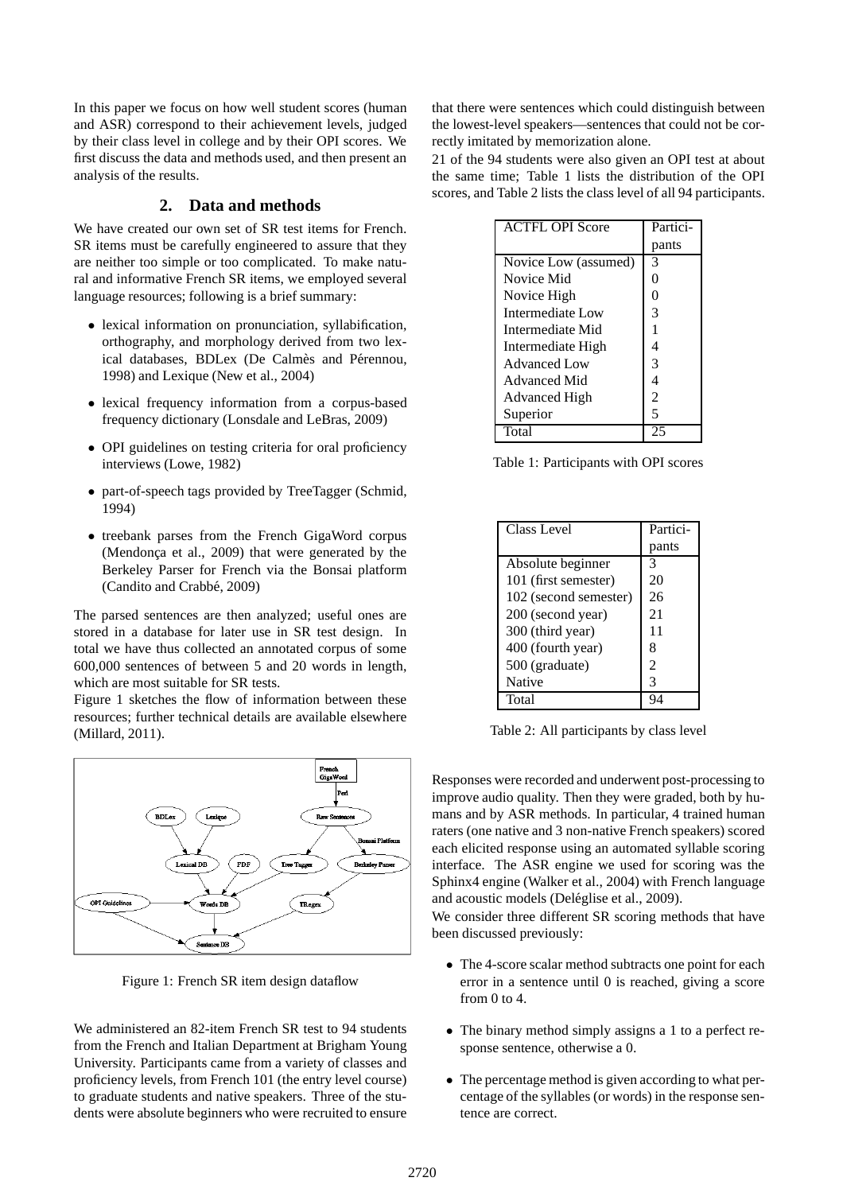In this paper we focus on how well student scores (human and ASR) correspond to their achievement levels, judged by their class level in college and by their OPI scores. We first discuss the data and methods used, and then present an analysis of the results.

## 2. Data and methods

We have created our own set of SR test items for French. SR items must be carefully engineered to assure that they are neither too simple or too complicated. To make natural and informative French SR items, we employed several language resources; following is a brief summary:

- lexical information on pronunciation, syllabification, orthography, and morphology derived from two lexical databases, BDLex (De Calmès and Pérennou, 1998) and Lexique (New et al., 2004)
- lexical frequency information from a corpus-based frequency dictionary (Lonsdale and LeBras, 2009)
- OPI guidelines on testing criteria for oral proficiency interviews (Lowe, 1982)
- part-of-speech tags provided by TreeTagger (Schmid, 1994)
- treebank parses from the French GigaWord corpus (Mendonça et al., 2009) that were generated by the Berkeley Parser for French via the Bonsai platform (Candito and Crabbé, 2009)

The parsed sentences are then analyzed; useful ones are stored in a database for later use in SR test design. In total we have thus collected an annotated corpus of some 600,000 sentences of between 5 and 20 words in length, which are most suitable for SR tests.

Figure 1 sketches the flow of information between these resources; further technical details are available elsewhere (Millard, 2011).

Figure 1: French SR item design dataflow

We administered an 82-item French SR test to 94 students from the French and Italian Department at Brigham Young University. Participants came from a variety of classes and proficiency levels, from French 101 (the entry level course) to graduate students and native speakers. Three of the students were absolute beginners who were recruited to ensure that there were sentences which could distinguish between the lowest-level speakers—sentences that could not be correctly imitated by memorization alone.

21 of the 94 students were also given an OPI test at about the same time; Table 1 lists the distribution of the OPI scores, and Table 2 lists the class level of all 94 participants.

| ACTFL OPI Score | Participants |
|---|---|
| Novice Low (assumed) | 3 |
| Novice Mid | 0 |
| Novice High | 0 |
| Intermediate Low | 3 |
| Intermediate Mid | 1 |
| Intermediate High | 4 |
| Advanced Low | 3 |
| Advanced Mid | 4 |
| Advanced High | 2 |
| Superior | 5 |
| Total | 25 |

Table 1: Participants with OPI scores

| Class Level | Participants |
|---|---|
| Absolute beginner | 3 |
| 101 (first semester) | 20 |
| 102 (second semester) | 26 |
| 200 (second year) | 21 |
| 300 (third year) | 11 |
| 400 (fourth year) | 8 |
| 500 (graduate) | 2 |
| Native | 3 |
| Total | 94 |

Table 2: All participants by class level

Responses were recorded and underwent post-processing to improve audio quality. Then they were graded, both by humans and by ASR methods. In particular, 4 trained human raters (one native and 3 non-native French speakers) scored each elicited response using an automated syllable scoring interface. The ASR engine we used for scoring was the Sphinx4 engine (Walker et al., 2004) with French language and acoustic models (Deléglise et al., 2009).

We consider three different SR scoring methods that have been discussed previously:

- The 4-score scalar method subtracts one point for each error in a sentence until 0 is reached, giving a score from 0 to 4.
- The binary method simply assigns a 1 to a perfect response sentence, otherwise a 0.
- The percentage method is given according to what percentage of the syllables (or words) in the response sentence are correct.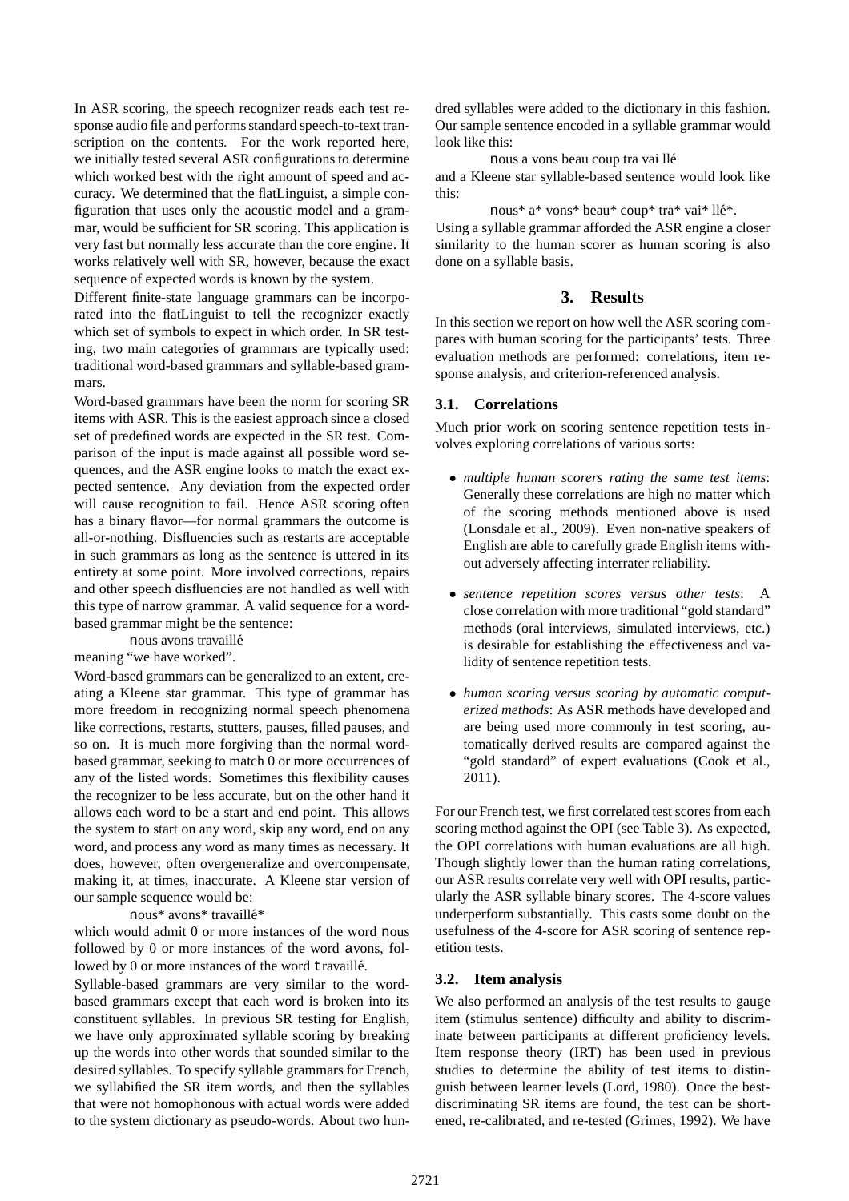In ASR scoring, the speech recognizer reads each test response audio file and performs standard speech-to-text transcription on the contents. For the work reported here, we initially tested several ASR configurations to determine which worked best with the right amount of speed and accuracy. We determined that the flatLinguist, a simple configuration that uses only the acoustic model and a grammar, would be sufficient for SR scoring. This application is very fast but normally less accurate than the core engine. It works relatively well with SR, however, because the exact sequence of expected words is known by the system.

Different finite-state language grammars can be incorporated into the flatLinguist to tell the recognizer exactly which set of symbols to expect in which order. In SR testing, two main categories of grammars are typically used: traditional word-based grammars and syllable-based grammars.

Word-based grammars have been the norm for scoring SR items with ASR. This is the easiest approach since a closed set of predefined words are expected in the SR test. Comparison of the input is made against all possible word sequences, and the ASR engine looks to match the exact expected sentence. Any deviation from the expected order will cause recognition to fail. Hence ASR scoring often has a binary flavor—for normal grammars the outcome is all-or-nothing. Disfluencies such as restarts are acceptable in such grammars as long as the sentence is uttered in its entirety at some point. More involved corrections, repairs and other speech disfluencies are not handled as well with this type of narrow grammar. A valid sequence for a word-based grammar might be the sentence:

nous avons travaillé

meaning "we have worked".

Word-based grammars can be generalized to an extent, creating a Kleene star grammar. This type of grammar has more freedom in recognizing normal speech phenomena like corrections, restarts, stutters, pauses, filled pauses, and so on. It is much more forgiving than the normal word-based grammar, seeking to match 0 or more occurrences of any of the listed words. Sometimes this flexibility causes the recognizer to be less accurate, but on the other hand it allows each word to be a start and end point. This allows the system to start on any word, skip any word, end on any word, and process any word as many times as necessary. It does, however, often overgeneralize and overcompensate, making it, at times, inaccurate. A Kleene star version of our sample sequence would be:

nous* avons* travaillé*

which would admit 0 or more instances of the word nous followed by 0 or more instances of the word avons, followed by 0 or more instances of the word travaillé.

Syllable-based grammars are very similar to the word-based grammars except that each word is broken into its constituent syllables. In previous SR testing for English, we have only approximated syllable scoring by breaking up the words into other words that sounded similar to the desired syllables. To specify syllable grammars for French, we syllabified the SR item words, and then the syllables that were not homophonous with actual words were added to the system dictionary as pseudo-words. About two hundred syllables were added to the dictionary in this fashion. Our sample sentence encoded in a syllable grammar would look like this:

nous a vons beau coup tra vai llé

and a Kleene star syllable-based sentence would look like this:

nous* a* vons* beau* coup* tra* vai* llé*.

Using a syllable grammar afforded the ASR engine a closer similarity to the human scorer as human scoring is also done on a syllable basis.

## 3. Results

In this section we report on how well the ASR scoring compares with human scoring for the participants' tests. Three evaluation methods are performed: correlations, item response analysis, and criterion-referenced analysis.

### 3.1. Correlations

Much prior work on scoring sentence repetition tests involves exploring correlations of various sorts:

- *multiple human scorers rating the same test items*: Generally these correlations are high no matter which of the scoring methods mentioned above is used (Lonsdale et al., 2009). Even non-native speakers of English are able to carefully grade English items without adversely affecting interrater reliability.
- *sentence repetition scores versus other tests*: A close correlation with more traditional "gold standard" methods (oral interviews, simulated interviews, etc.) is desirable for establishing the effectiveness and validity of sentence repetition tests.
- *human scoring versus scoring by automatic computerized methods*: As ASR methods have developed and are being used more commonly in test scoring, automatically derived results are compared against the "gold standard" of expert evaluations (Cook et al., 2011).

For our French test, we first correlated test scores from each scoring method against the OPI (see Table 3). As expected, the OPI correlations with human evaluations are all high. Though slightly lower than the human rating correlations, our ASR results correlate very well with OPI results, particularly the ASR syllable binary scores. The 4-score values underperform substantially. This casts some doubt on the usefulness of the 4-score for ASR scoring of sentence repetition tests.

### 3.2. Item analysis

We also performed an analysis of the test results to gauge item (stimulus sentence) difficulty and ability to discriminate between participants at different proficiency levels. Item response theory (IRT) has been used in previous studies to determine the ability of test items to distinguish between learner levels (Lord, 1980). Once the best-discriminating SR items are found, the test can be shortened, re-calibrated, and re-tested (Grimes, 1992). We have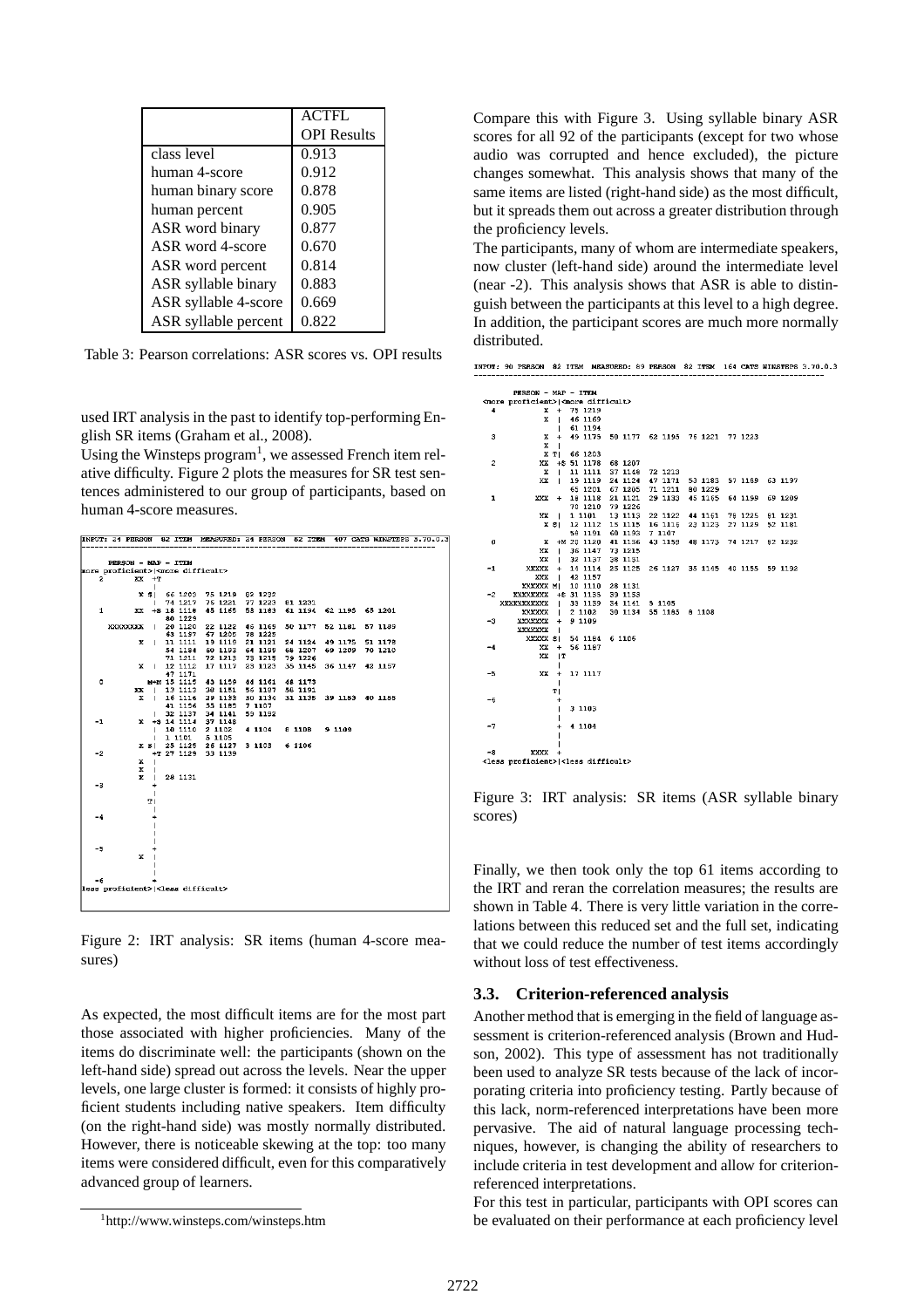| | ACTFL OPI Results |
|---|---|
| class level | 0.913 |
| human 4-score | 0.912 |
| human binary score | 0.878 |
| human percent | 0.905 |
| ASR word binary | 0.877 |
| ASR word 4-score | 0.670 |
| ASR word percent | 0.814 |
| ASR syllable binary | 0.883 |
| ASR syllable 4-score | 0.669 |
| ASR syllable percent | 0.822 |

Table 3: Pearson correlations: ASR scores vs. OPI results

used IRT analysis in the past to identify top-performing English SR items (Graham et al., 2008).

Using the Winsteps program[1], we assessed French item relative difficulty. Figure 2 plots the measures for SR test sentences administered to our group of participants, based on human 4-score measures.

```
INPUT: 24 PERSON  82 ITEM  MEASURED: 24 PERSON  82 ITEM  407 CATS WINSTEPS 3.70.0.3
--------------------------------------------------------------------------------

      PERSON - MAP - ITEM
<more proficient>|<more difficult>
   2          XX  +T
                  |
              X S|  66 1203  75 1219  82 1232
                  |  74 1217  76 1221  77 1223  81 1231
   1          XX  +S 18 1118  45 1165  53 1183  61 1194  62 1195  65 1201
                     80 1229
      XXXXXXXX    |  20 1120  22 1122  46 1169  50 1177  52 1181  57 1189
                     63 1197  67 1205  78 1225
              X   |  11 1111  19 1119  21 1121  24 1124  49 1175  51 1178
                     54 1184  60 1193  64 1199  68 1207  69 1209  70 1210
                     71 1211  72 1213  73 1215  79 1226
              X   |  12 1112  17 1117  23 1123  35 1145  36 1147  42 1157
                     47 1171
   0             M+M 15 1115  43 1159  44 1161  48 1173
             XX   |  13 1113  38 1151  56 1187  58 1191
              X   |  16 1116  29 1133  30 1134  31 1135  39 1153  40 1155
                     41 1156  55 1185  7 1107
                  |  32 1137  34 1141  59 1192
  -1          X   +S 14 1114  37 1148
                  |  10 1110  2 1102  4 1104  8 1108  9 1109
                  |  1 1101  5 1105
              X S|  25 1125  26 1127  3 1103  6 1106
  -2              +T 27 1129  33 1139
              X   |
              X   |
              X   |  28 1131
  -3              +
                  |
                 T|
                  |
  -4              +
                  |
                  |
                  |
  -5              +
              X   |
                  |
                  |
  -6              +
<less proficient>|<less difficult>
```

Figure 2: IRT analysis: SR items (human 4-score measures)

As expected, the most difficult items are for the most part those associated with higher proficiencies. Many of the items do discriminate well: the participants (shown on the left-hand side) spread out across the levels. Near the upper levels, one large cluster is formed: it consists of highly proficient students including native speakers. Item difficulty (on the right-hand side) was mostly normally distributed. However, there is noticeable skewing at the top: too many items were considered difficult, even for this comparatively advanced group of learners.

[1] http://www.winsteps.com/winsteps.htm

Compare this with Figure 3. Using syllable binary ASR scores for all 92 of the participants (except for two whose audio was corrupted and hence excluded), the picture changes somewhat. This analysis shows that many of the same items are listed (right-hand side) as the most difficult, but it spreads them out across a greater distribution through the proficiency levels.

The participants, many of whom are intermediate speakers, now cluster (left-hand side) around the intermediate level (near -2). This analysis shows that ASR is able to distinguish between the participants at this level to a high degree. In addition, the participant scores are much more normally distributed.

```
INPUT: 90 PERSON  82 ITEM  MEASURED: 89 PERSON  82 ITEM  164 CATS WINSTEPS 3.70.0.3
--------------------------------------------------------------------------------

      PERSON - MAP - ITEM
<more proficient>|<more difficult>
   4           X  +  75 1219
               X  |  46 1169
                  |  61 1194
   3           X  +  49 1175  50 1177  62 1195  76 1221  77 1223
               X  |
               X T|  66 1203
   2          XX  +S 51 1178  68 1207
               X  |  11 1111  37 1148  72 1213
              XX  |  19 1119  24 1124  47 1171  53 1183  57 1189  63 1197
                     65 1201  67 1205  71 1211  80 1229
   1         XXX  +  18 1118  21 1121  29 1133  45 1165  64 1199  69 1209
                     70 1210  79 1226
              XX  |  1 1101   13 1113  22 1122  44 1161  78 1225  81 1231
             X S|  12 1112  15 1115  16 1116  23 1123  27 1129  52 1181
                     58 1191  60 1193  7 1107
   0           X  +M 20 1120  41 1156  43 1159  48 1173  74 1217  82 1232
              XX  |  36 1147  73 1215
              XX  |  32 1137  38 1151
  -1       XXXXX  +  14 1114  25 1125  26 1127  35 1145  40 1155  59 1192
             XXX  |  42 1157
        XXXXXX M|  10 1110  28 1131
  -2     XXXXXXX  +S 31 1135  39 1153
      XXXXXXXXXX  |  33 1139  34 1141  5 1105
          XXXXXX  |  2 1102   30 1134  55 1185  8 1108
  -3      XXXXXX  +  9 1109
         XXXXXXX  |
          XXXXX S|  54 1184  6 1106
  -4          XX  +  56 1187
              XX  |T
                  |
  -5          XX  +  17 1117
                  |
                 T|
  -6              +
                  |  3 1103
                  |
  -7              +  4 1104
                  |
                  |
  -8        XXXX  +
<less proficient>|<less difficult>
```

Figure 3: IRT analysis: SR items (ASR syllable binary scores)

Finally, we then took only the top 61 items according to the IRT and reran the correlation measures; the results are shown in Table 4. There is very little variation in the correlations between this reduced set and the full set, indicating that we could reduce the number of test items accordingly without loss of test effectiveness.

### 3.3. Criterion-referenced analysis

Another method that is emerging in the field of language assessment is criterion-referenced analysis (Brown and Hudson, 2002). This type of assessment has not traditionally been used to analyze SR tests because of the lack of incorporating criteria into proficiency testing. Partly because of this lack, norm-referenced interpretations have been more pervasive. The aid of natural language processing techniques, however, is changing the ability of researchers to include criteria in test development and allow for criterion-referenced interpretations.

For this test in particular, participants with OPI scores can be evaluated on their performance at each proficiency level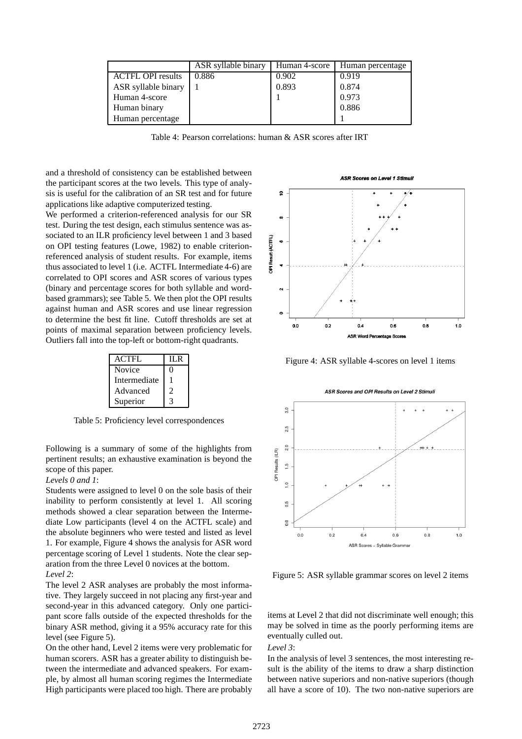|  | ASR syllable binary | Human 4-score | Human percentage |
|---|---|---|---|
| ACTFL OPI results | 0.886 | 0.902 | 0.919 |
| ASR syllable binary | 1 | 0.893 | 0.874 |
| Human 4-score |  | 1 | 0.973 |
| Human binary |  |  | 0.886 |
| Human percentage |  |  | 1 |

Table 4: Pearson correlations: human & ASR scores after IRT

and a threshold of consistency can be established between the participant scores at the two levels. This type of analysis is useful for the calibration of an SR test and for future applications like adaptive computerized testing.

We performed a criterion-referenced analysis for our SR test. During the test design, each stimulus sentence was associated to an ILR proficiency level between 1 and 3 based on OPI testing features (Lowe, 1982) to enable criterion-referenced analysis of student results. For example, items thus associated to level 1 (i.e. ACTFL Intermediate 4-6) are correlated to OPI scores and ASR scores of various types (binary and percentage scores for both syllable and word-based grammars); see Table 5. We then plot the OPI results against human and ASR scores and use linear regression to determine the best fit line. Cutoff thresholds are set at points of maximal separation between proficiency levels. Outliers fall into the top-left or bottom-right quadrants.

| ACTFL | ILR |
|---|---|
| Novice | 0 |
| Intermediate | 1 |
| Advanced | 2 |
| Superior | 3 |

Table 5: Proficiency level correspondences

Following is a summary of some of the highlights from pertinent results; an exhaustive examination is beyond the scope of this paper.

*Levels 0 and 1*:

Students were assigned to level 0 on the sole basis of their inability to perform consistently at level 1. All scoring methods showed a clear separation between the Intermediate Low participants (level 4 on the ACTFL scale) and the absolute beginners who were tested and listed as level 1. For example, Figure 4 shows the analysis for ASR word percentage scoring of Level 1 students. Note the clear separation from the three Level 0 novices at the bottom.

*Level 2*:

The level 2 ASR analyses are probably the most informative. They largely succeed in not placing any first-year and second-year in this advanced category. Only one participant score falls outside of the expected thresholds for the binary ASR method, giving it a 95% accuracy rate for this level (see Figure 5).

On the other hand, Level 2 items were very problematic for human scorers. ASR has a greater ability to distinguish between the intermediate and advanced speakers. For example, by almost all human scoring regimes the Intermediate High participants were placed too high. There are probably items at Level 2 that did not discriminate well enough; this may be solved in time as the poorly performing items are eventually culled out.

Figure 4: ASR syllable 4-scores on level 1 items

Figure 5: ASR syllable grammar scores on level 2 items

*Level 3*:

In the analysis of level 3 sentences, the most interesting result is the ability of the items to draw a sharp distinction between native superiors and non-native superiors (though all have a score of 10). The two non-native superiors are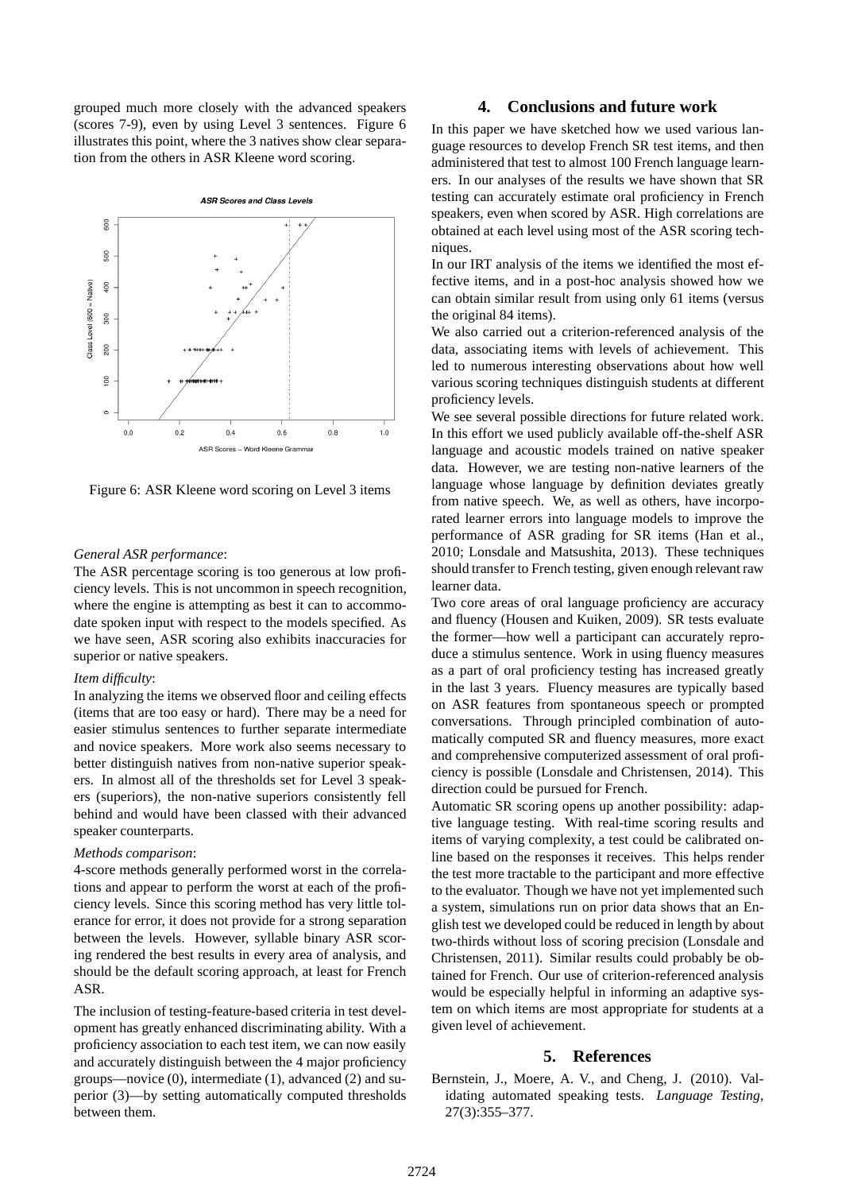grouped much more closely with the advanced speakers (scores 7-9), even by using Level 3 sentences. Figure 6 illustrates this point, where the 3 natives show clear separation from the others in ASR Kleene word scoring.

Figure 6: ASR Kleene word scoring on Level 3 items

*General ASR performance*:
The ASR percentage scoring is too generous at low proficiency levels. This is not uncommon in speech recognition, where the engine is attempting as best it can to accommodate spoken input with respect to the models specified. As we have seen, ASR scoring also exhibits inaccuracies for superior or native speakers.

*Item difficulty*:
In analyzing the items we observed floor and ceiling effects (items that are too easy or hard). There may be a need for easier stimulus sentences to further separate intermediate and novice speakers. More work also seems necessary to better distinguish natives from non-native superior speakers. In almost all of the thresholds set for Level 3 speakers (superiors), the non-native superiors consistently fell behind and would have been classed with their advanced speaker counterparts.

*Methods comparison*:
4-score methods generally performed worst in the correlations and appear to perform the worst at each of the proficiency levels. Since this scoring method has very little tolerance for error, it does not provide for a strong separation between the levels. However, syllable binary ASR scoring rendered the best results in every area of analysis, and should be the default scoring approach, at least for French ASR.

The inclusion of testing-feature-based criteria in test development has greatly enhanced discriminating ability. With a proficiency association to each test item, we can now easily and accurately distinguish between the 4 major proficiency groups—novice (0), intermediate (1), advanced (2) and superior (3)—by setting automatically computed thresholds between them.

## 4. Conclusions and future work

In this paper we have sketched how we used various language resources to develop French SR test items, and then administered that test to almost 100 French language learners. In our analyses of the results we have shown that SR testing can accurately estimate oral proficiency in French speakers, even when scored by ASR. High correlations are obtained at each level using most of the ASR scoring techniques.

In our IRT analysis of the items we identified the most effective items, and in a post-hoc analysis showed how we can obtain similar result from using only 61 items (versus the original 84 items).

We also carried out a criterion-referenced analysis of the data, associating items with levels of achievement. This led to numerous interesting observations about how well various scoring techniques distinguish students at different proficiency levels.

We see several possible directions for future related work. In this effort we used publicly available off-the-shelf ASR language and acoustic models trained on native speaker data. However, we are testing non-native learners of the language whose language by definition deviates greatly from native speech. We, as well as others, have incorporated learner errors into language models to improve the performance of ASR grading for SR items (Han et al., 2010; Lonsdale and Matsushita, 2013). These techniques should transfer to French testing, given enough relevant raw learner data.

Two core areas of oral language proficiency are accuracy and fluency (Housen and Kuiken, 2009). SR tests evaluate the former—how well a participant can accurately reproduce a stimulus sentence. Work in using fluency measures as a part of oral proficiency testing has increased greatly in the last 3 years. Fluency measures are typically based on ASR features from spontaneous speech or prompted conversations. Through principled combination of automatically computed SR and fluency measures, more exact and comprehensive computerized assessment of oral proficiency is possible (Lonsdale and Christensen, 2014). This direction could be pursued for French.

Automatic SR scoring opens up another possibility: adaptive language testing. With real-time scoring results and items of varying complexity, a test could be calibrated online based on the responses it receives. This helps render the test more tractable to the participant and more effective to the evaluator. Though we have not yet implemented such a system, simulations run on prior data shows that an English test we developed could be reduced in length by about two-thirds without loss of scoring precision (Lonsdale and Christensen, 2011). Similar results could probably be obtained for French. Our use of criterion-referenced analysis would be especially helpful in informing an adaptive system on which items are most appropriate for students at a given level of achievement.

## 5. References

Bernstein, J., Moere, A. V., and Cheng, J. (2010). Validating automated speaking tests. *Language Testing*, 27(3):355–377.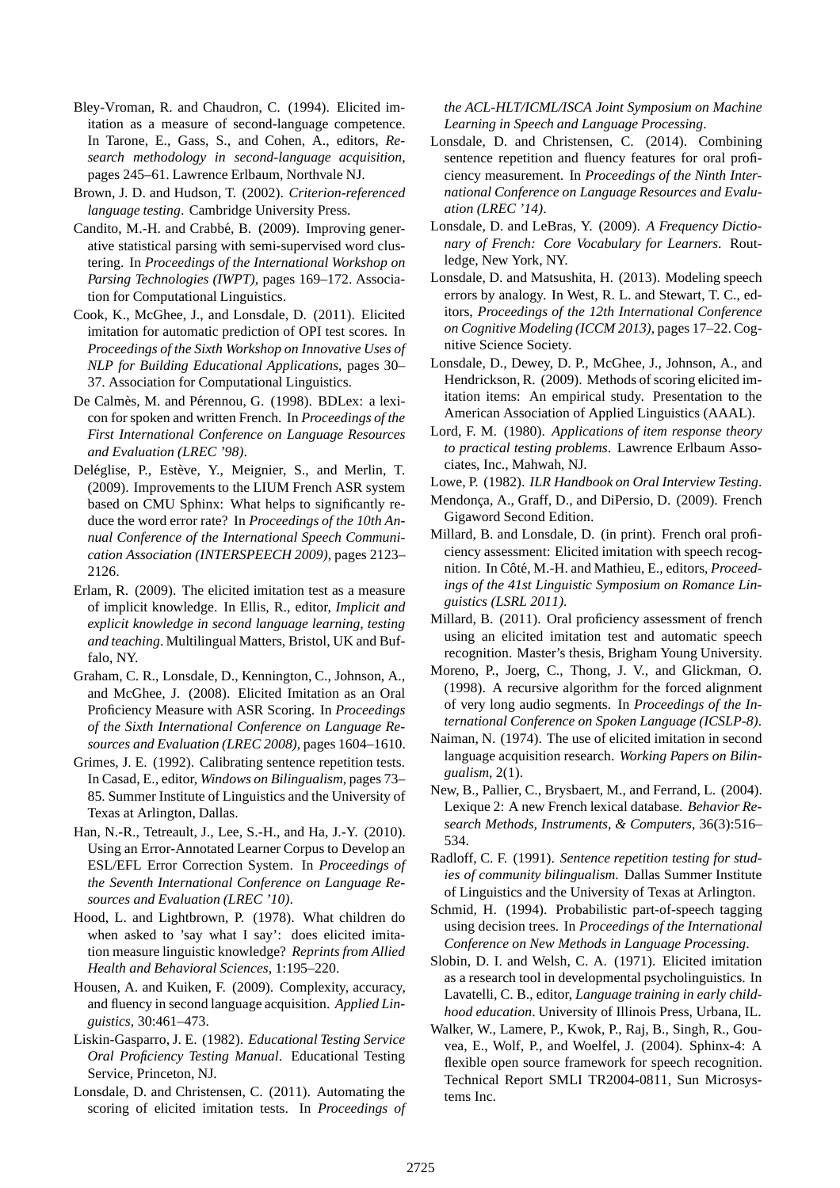Bley-Vroman, R. and Chaudron, C. (1994). Elicited imitation as a measure of second-language competence. In Tarone, E., Gass, S., and Cohen, A., editors, *Research methodology in second-language acquisition*, pages 245–61. Lawrence Erlbaum, Northvale NJ.

Brown, J. D. and Hudson, T. (2002). *Criterion-referenced language testing*. Cambridge University Press.

Candito, M.-H. and Crabbé, B. (2009). Improving generative statistical parsing with semi-supervised word clustering. In *Proceedings of the International Workshop on Parsing Technologies (IWPT)*, pages 169–172. Association for Computational Linguistics.

Cook, K., McGhee, J., and Lonsdale, D. (2011). Elicited imitation for automatic prediction of OPI test scores. In *Proceedings of the Sixth Workshop on Innovative Uses of NLP for Building Educational Applications*, pages 30–37. Association for Computational Linguistics.

De Calmès, M. and Pérennou, G. (1998). BDLex: a lexicon for spoken and written French. In *Proceedings of the First International Conference on Language Resources and Evaluation (LREC '98)*.

Deléglise, P., Estève, Y., Meignier, S., and Merlin, T. (2009). Improvements to the LIUM French ASR system based on CMU Sphinx: What helps to significantly reduce the word error rate? In *Proceedings of the 10th Annual Conference of the International Speech Communication Association (INTERSPEECH 2009)*, pages 2123–2126.

Erlam, R. (2009). The elicited imitation test as a measure of implicit knowledge. In Ellis, R., editor, *Implicit and explicit knowledge in second language learning, testing and teaching*. Multilingual Matters, Bristol, UK and Buffalo, NY.

Graham, C. R., Lonsdale, D., Kennington, C., Johnson, A., and McGhee, J. (2008). Elicited Imitation as an Oral Proficiency Measure with ASR Scoring. In *Proceedings of the Sixth International Conference on Language Resources and Evaluation (LREC 2008)*, pages 1604–1610.

Grimes, J. E. (1992). Calibrating sentence repetition tests. In Casad, E., editor, *Windows on Bilingualism*, pages 73–85. Summer Institute of Linguistics and the University of Texas at Arlington, Dallas.

Han, N.-R., Tetreault, J., Lee, S.-H., and Ha, J.-Y. (2010). Using an Error-Annotated Learner Corpus to Develop an ESL/EFL Error Correction System. In *Proceedings of the Seventh International Conference on Language Resources and Evaluation (LREC '10)*.

Hood, L. and Lightbrown, P. (1978). What children do when asked to 'say what I say': does elicited imitation measure linguistic knowledge? *Reprints from Allied Health and Behavioral Sciences*, 1:195–220.

Housen, A. and Kuiken, F. (2009). Complexity, accuracy, and fluency in second language acquisition. *Applied Linguistics*, 30:461–473.

Liskin-Gasparro, J. E. (1982). *Educational Testing Service Oral Proficiency Testing Manual*. Educational Testing Service, Princeton, NJ.

Lonsdale, D. and Christensen, C. (2011). Automating the scoring of elicited imitation tests. In *Proceedings of the ACL-HLT/ICML/ISCA Joint Symposium on Machine Learning in Speech and Language Processing*.

Lonsdale, D. and Christensen, C. (2014). Combining sentence repetition and fluency features for oral proficiency measurement. In *Proceedings of the Ninth International Conference on Language Resources and Evaluation (LREC '14)*.

Lonsdale, D. and LeBras, Y. (2009). *A Frequency Dictionary of French: Core Vocabulary for Learners*. Routledge, New York, NY.

Lonsdale, D. and Matsushita, H. (2013). Modeling speech errors by analogy. In West, R. L. and Stewart, T. C., editors, *Proceedings of the 12th International Conference on Cognitive Modeling (ICCM 2013)*, pages 17–22. Cognitive Science Society.

Lonsdale, D., Dewey, D. P., McGhee, J., Johnson, A., and Hendrickson, R. (2009). Methods of scoring elicited imitation items: An empirical study. Presentation to the American Association of Applied Linguistics (AAAL).

Lord, F. M. (1980). *Applications of item response theory to practical testing problems*. Lawrence Erlbaum Associates, Inc., Mahwah, NJ.

Lowe, P. (1982). *ILR Handbook on Oral Interview Testing*.

Mendonça, A., Graff, D., and DiPersio, D. (2009). French Gigaword Second Edition.

Millard, B. and Lonsdale, D. (in print). French oral proficiency assessment: Elicited imitation with speech recognition. In Côté, M.-H. and Mathieu, E., editors, *Proceedings of the 41st Linguistic Symposium on Romance Linguistics (LSRL 2011)*.

Millard, B. (2011). Oral proficiency assessment of french using an elicited imitation test and automatic speech recognition. Master's thesis, Brigham Young University.

Moreno, P., Joerg, C., Thong, J. V., and Glickman, O. (1998). A recursive algorithm for the forced alignment of very long audio segments. In *Proceedings of the International Conference on Spoken Language (ICSLP-8)*.

Naiman, N. (1974). The use of elicited imitation in second language acquisition research. *Working Papers on Bilingualism*, 2(1).

New, B., Pallier, C., Brysbaert, M., and Ferrand, L. (2004). Lexique 2: A new French lexical database. *Behavior Research Methods, Instruments, & Computers*, 36(3):516–534.

Radloff, C. F. (1991). *Sentence repetition testing for studies of community bilingualism*. Dallas Summer Institute of Linguistics and the University of Texas at Arlington.

Schmid, H. (1994). Probabilistic part-of-speech tagging using decision trees. In *Proceedings of the International Conference on New Methods in Language Processing*.

Slobin, D. I. and Welsh, C. A. (1971). Elicited imitation as a research tool in developmental psycholinguistics. In Lavatelli, C. B., editor, *Language training in early childhood education*. University of Illinois Press, Urbana, IL.

Walker, W., Lamere, P., Kwok, P., Raj, B., Singh, R., Gouvea, E., Wolf, P., and Woelfel, J. (2004). Sphinx-4: A flexible open source framework for speech recognition. Technical Report SMLI TR2004-0811, Sun Microsystems Inc.